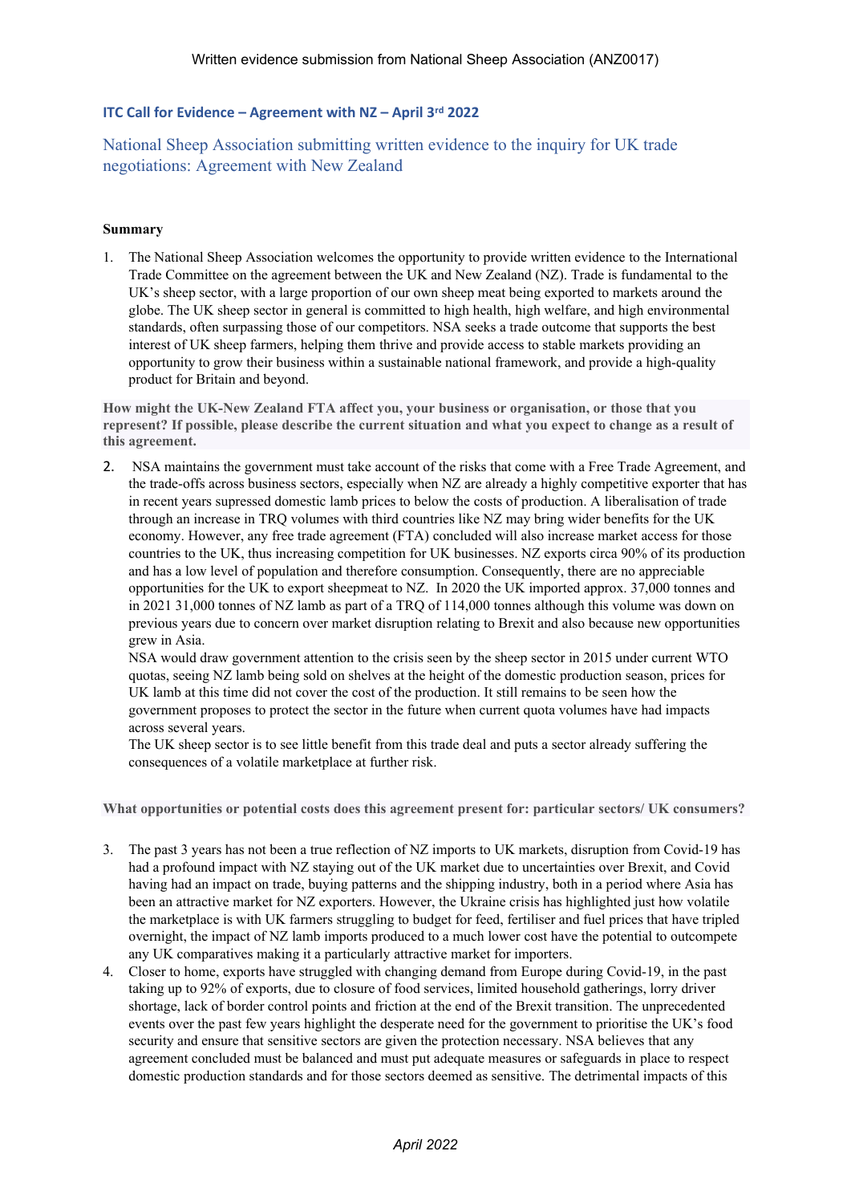Written evidence submission from National Sheep Association (ANZ0017)

## ITC Call for Evidence – Agreement with NZ – April 3rd 2022

# National Sheep Association submitting written evidence to the inquiry for UK trade negotiations: Agreement with New Zealand

**Summary**

1. The National Sheep Association welcomes the opportunity to provide written evidence to the International Trade Committee on the agreement between the UK and New Zealand (NZ). Trade is fundamental to the UK's sheep sector, with a large proportion of our own sheep meat being exported to markets around the globe. The UK sheep sector in general is committed to high health, high welfare, and high environmental standards, often surpassing those of our competitors. NSA seeks a trade outcome that supports the best interest of UK sheep farmers, helping them thrive and provide access to stable markets providing an opportunity to grow their business within a sustainable national framework, and provide a high-quality product for Britain and beyond.

**How might the UK-New Zealand FTA affect you, your business or organisation, or those that you represent? If possible, please describe the current situation and what you expect to change as a result of this agreement.**

2. NSA maintains the government must take account of the risks that come with a Free Trade Agreement, and the trade-offs across business sectors, especially when NZ are already a highly competitive exporter that has in recent years supressed domestic lamb prices to below the costs of production. A liberalisation of trade through an increase in TRQ volumes with third countries like NZ may bring wider benefits for the UK economy. However, any free trade agreement (FTA) concluded will also increase market access for those countries to the UK, thus increasing competition for UK businesses. NZ exports circa 90% of its production and has a low level of population and therefore consumption. Consequently, there are no appreciable opportunities for the UK to export sheepmeat to NZ. In 2020 the UK imported approx. 37,000 tonnes and in 2021 31,000 tonnes of NZ lamb as part of a TRQ of 114,000 tonnes although this volume was down on previous years due to concern over market disruption relating to Brexit and also because new opportunities grew in Asia.
   NSA would draw government attention to the crisis seen by the sheep sector in 2015 under current WTO quotas, seeing NZ lamb being sold on shelves at the height of the domestic production season, prices for UK lamb at this time did not cover the cost of the production. It still remains to be seen how the government proposes to protect the sector in the future when current quota volumes have had impacts across several years.
   The UK sheep sector is to see little benefit from this trade deal and puts a sector already suffering the consequences of a volatile marketplace at further risk.

**What opportunities or potential costs does this agreement present for: particular sectors/ UK consumers?**

3. The past 3 years has not been a true reflection of NZ imports to UK markets, disruption from Covid-19 has had a profound impact with NZ staying out of the UK market due to uncertainties over Brexit, and Covid having had an impact on trade, buying patterns and the shipping industry, both in a period where Asia has been an attractive market for NZ exporters. However, the Ukraine crisis has highlighted just how volatile the marketplace is with UK farmers struggling to budget for feed, fertiliser and fuel prices that have tripled overnight, the impact of NZ lamb imports produced to a much lower cost have the potential to outcompete any UK comparatives making it a particularly attractive market for importers.
4. Closer to home, exports have struggled with changing demand from Europe during Covid-19, in the past taking up to 92% of exports, due to closure of food services, limited household gatherings, lorry driver shortage, lack of border control points and friction at the end of the Brexit transition. The unprecedented events over the past few years highlight the desperate need for the government to prioritise the UK's food security and ensure that sensitive sectors are given the protection necessary. NSA believes that any agreement concluded must be balanced and must put adequate measures or safeguards in place to respect domestic production standards and for those sectors deemed as sensitive. The detrimental impacts of this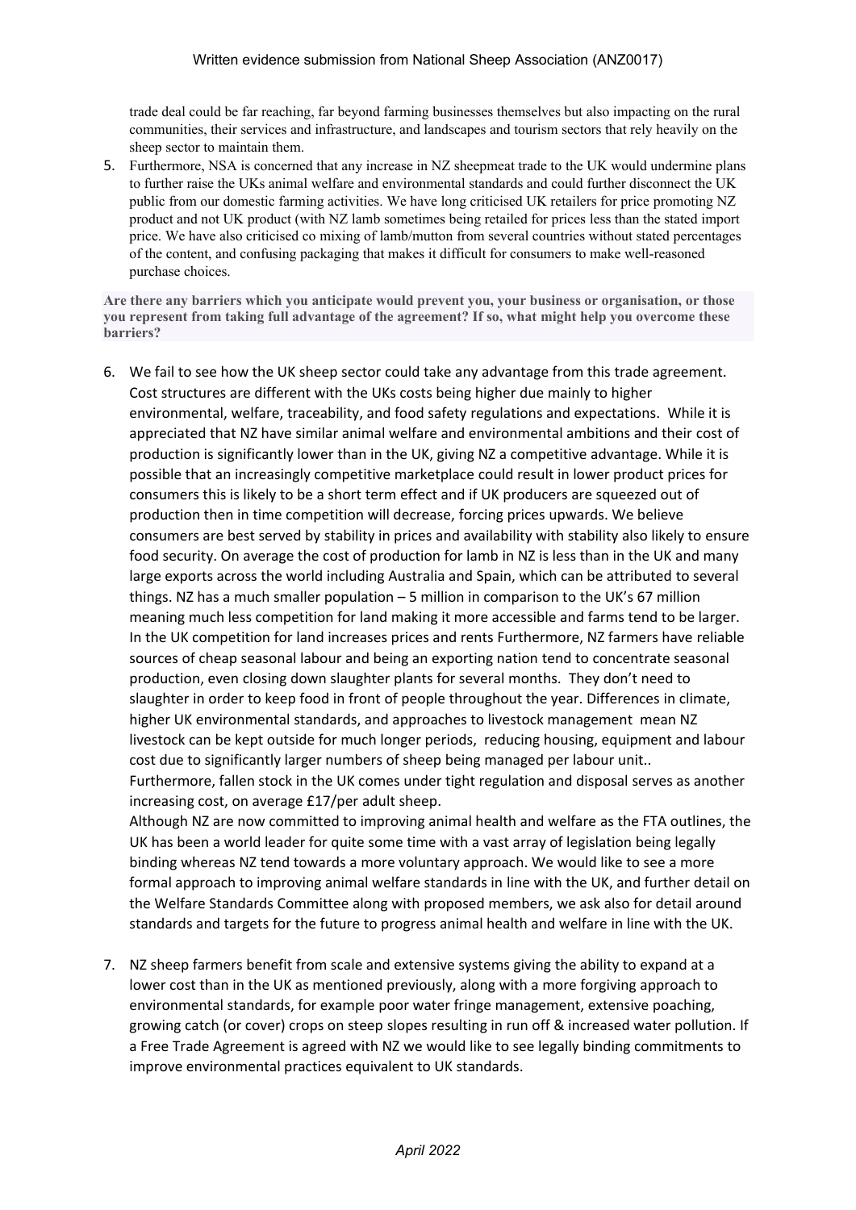trade deal could be far reaching, far beyond farming businesses themselves but also impacting on the rural communities, their services and infrastructure, and landscapes and tourism sectors that rely heavily on the sheep sector to maintain them.

5. Furthermore, NSA is concerned that any increase in NZ sheepmeat trade to the UK would undermine plans to further raise the UKs animal welfare and environmental standards and could further disconnect the UK public from our domestic farming activities. We have long criticised UK retailers for price promoting NZ product and not UK product (with NZ lamb sometimes being retailed for prices less than the stated import price. We have also criticised co mixing of lamb/mutton from several countries without stated percentages of the content, and confusing packaging that makes it difficult for consumers to make well-reasoned purchase choices.

**Are there any barriers which you anticipate would prevent you, your business or organisation, or those you represent from taking full advantage of the agreement? If so, what might help you overcome these barriers?**

6. We fail to see how the UK sheep sector could take any advantage from this trade agreement. Cost structures are different with the UKs costs being higher due mainly to higher environmental, welfare, traceability, and food safety regulations and expectations. While it is appreciated that NZ have similar animal welfare and environmental ambitions and their cost of production is significantly lower than in the UK, giving NZ a competitive advantage. While it is possible that an increasingly competitive marketplace could result in lower product prices for consumers this is likely to be a short term effect and if UK producers are squeezed out of production then in time competition will decrease, forcing prices upwards. We believe consumers are best served by stability in prices and availability with stability also likely to ensure food security. On average the cost of production for lamb in NZ is less than in the UK and many large exports across the world including Australia and Spain, which can be attributed to several things. NZ has a much smaller population – 5 million in comparison to the UK's 67 million meaning much less competition for land making it more accessible and farms tend to be larger. In the UK competition for land increases prices and rents Furthermore, NZ farmers have reliable sources of cheap seasonal labour and being an exporting nation tend to concentrate seasonal production, even closing down slaughter plants for several months. They don't need to slaughter in order to keep food in front of people throughout the year. Differences in climate, higher UK environmental standards, and approaches to livestock management mean NZ livestock can be kept outside for much longer periods, reducing housing, equipment and labour cost due to significantly larger numbers of sheep being managed per labour unit.. Furthermore, fallen stock in the UK comes under tight regulation and disposal serves as another increasing cost, on average £17/per adult sheep.
   Although NZ are now committed to improving animal health and welfare as the FTA outlines, the UK has been a world leader for quite some time with a vast array of legislation being legally binding whereas NZ tend towards a more voluntary approach. We would like to see a more formal approach to improving animal welfare standards in line with the UK, and further detail on the Welfare Standards Committee along with proposed members, we ask also for detail around standards and targets for the future to progress animal health and welfare in line with the UK.

7. NZ sheep farmers benefit from scale and extensive systems giving the ability to expand at a lower cost than in the UK as mentioned previously, along with a more forgiving approach to environmental standards, for example poor water fringe management, extensive poaching, growing catch (or cover) crops on steep slopes resulting in run off & increased water pollution. If a Free Trade Agreement is agreed with NZ we would like to see legally binding commitments to improve environmental practices equivalent to UK standards.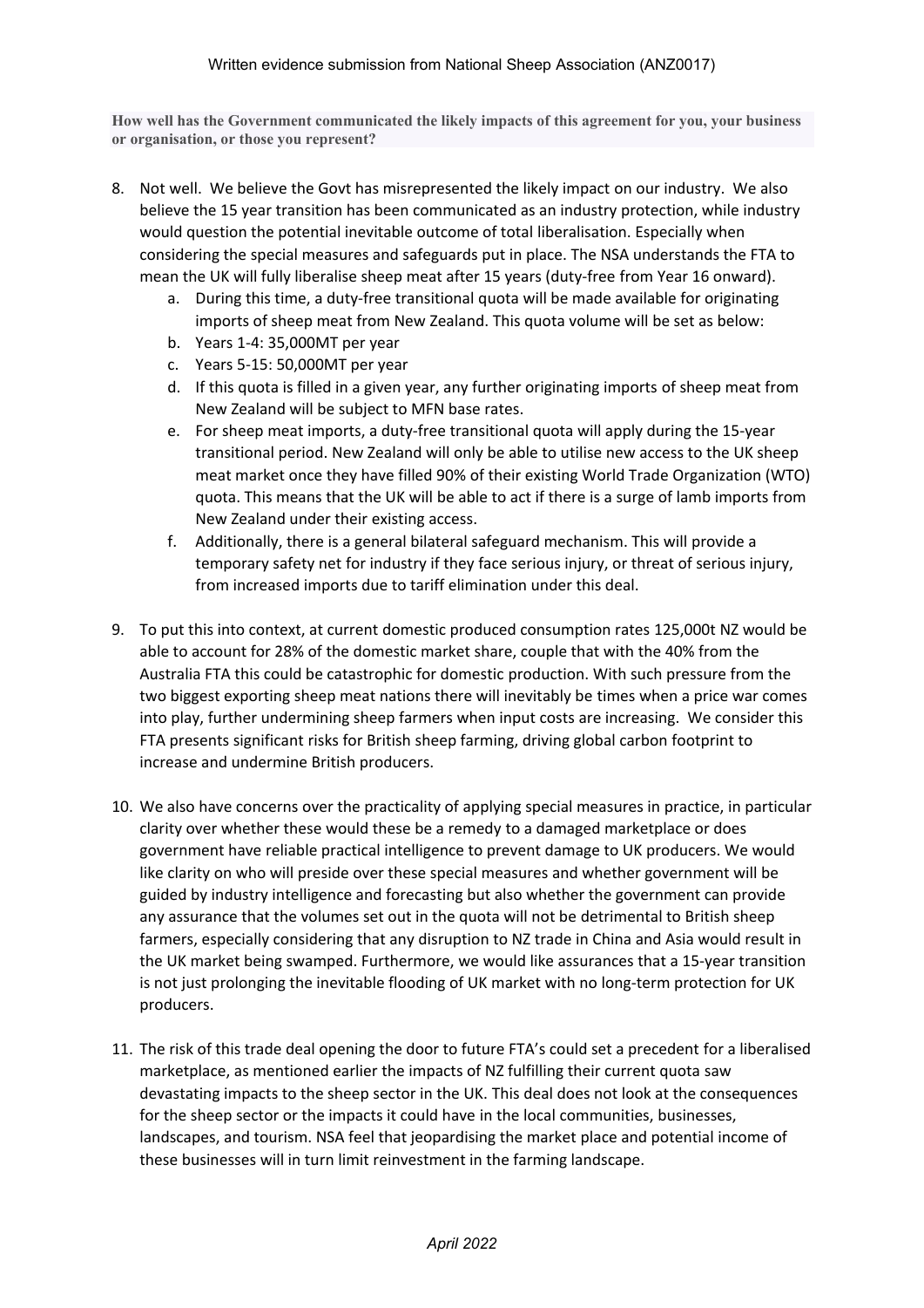**How well has the Government communicated the likely impacts of this agreement for you, your business or organisation, or those you represent?**

8. Not well. We believe the Govt has misrepresented the likely impact on our industry. We also believe the 15 year transition has been communicated as an industry protection, while industry would question the potential inevitable outcome of total liberalisation. Especially when considering the special measures and safeguards put in place. The NSA understands the FTA to mean the UK will fully liberalise sheep meat after 15 years (duty-free from Year 16 onward).
   a. During this time, a duty-free transitional quota will be made available for originating imports of sheep meat from New Zealand. This quota volume will be set as below:
   b. Years 1-4: 35,000MT per year
   c. Years 5-15: 50,000MT per year
   d. If this quota is filled in a given year, any further originating imports of sheep meat from New Zealand will be subject to MFN base rates.
   e. For sheep meat imports, a duty-free transitional quota will apply during the 15-year transitional period. New Zealand will only be able to utilise new access to the UK sheep meat market once they have filled 90% of their existing World Trade Organization (WTO) quota. This means that the UK will be able to act if there is a surge of lamb imports from New Zealand under their existing access.
   f. Additionally, there is a general bilateral safeguard mechanism. This will provide a temporary safety net for industry if they face serious injury, or threat of serious injury, from increased imports due to tariff elimination under this deal.

9. To put this into context, at current domestic produced consumption rates 125,000t NZ would be able to account for 28% of the domestic market share, couple that with the 40% from the Australia FTA this could be catastrophic for domestic production. With such pressure from the two biggest exporting sheep meat nations there will inevitably be times when a price war comes into play, further undermining sheep farmers when input costs are increasing. We consider this FTA presents significant risks for British sheep farming, driving global carbon footprint to increase and undermine British producers.

10. We also have concerns over the practicality of applying special measures in practice, in particular clarity over whether these would these be a remedy to a damaged marketplace or does government have reliable practical intelligence to prevent damage to UK producers. We would like clarity on who will preside over these special measures and whether government will be guided by industry intelligence and forecasting but also whether the government can provide any assurance that the volumes set out in the quota will not be detrimental to British sheep farmers, especially considering that any disruption to NZ trade in China and Asia would result in the UK market being swamped. Furthermore, we would like assurances that a 15-year transition is not just prolonging the inevitable flooding of UK market with no long-term protection for UK producers.

11. The risk of this trade deal opening the door to future FTA's could set a precedent for a liberalised marketplace, as mentioned earlier the impacts of NZ fulfilling their current quota saw devastating impacts to the sheep sector in the UK. This deal does not look at the consequences for the sheep sector or the impacts it could have in the local communities, businesses, landscapes, and tourism. NSA feel that jeopardising the market place and potential income of these businesses will in turn limit reinvestment in the farming landscape.

*April 2022*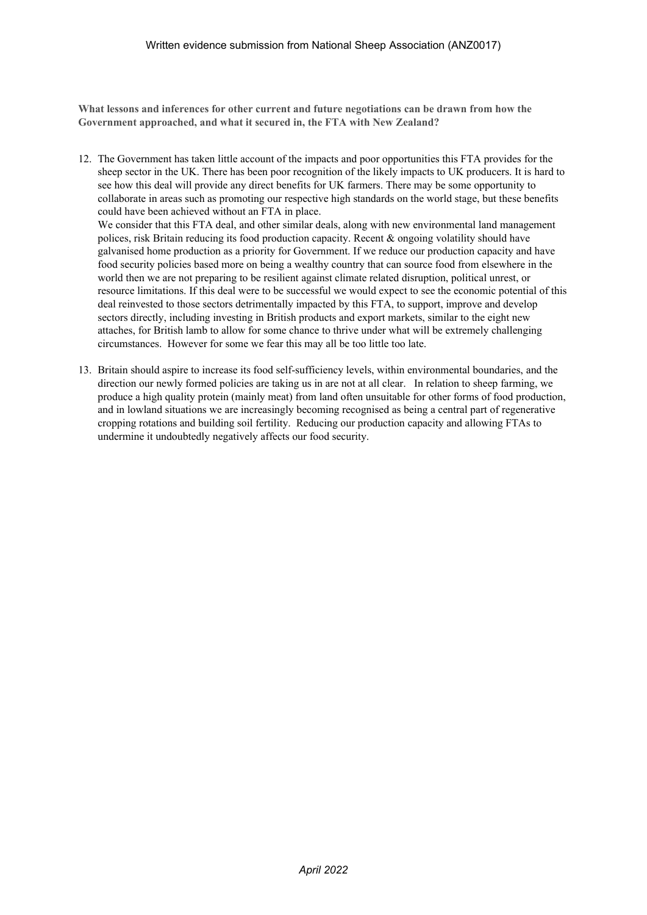**What lessons and inferences for other current and future negotiations can be drawn from how the Government approached, and what it secured in, the FTA with New Zealand?**

12. The Government has taken little account of the impacts and poor opportunities this FTA provides for the sheep sector in the UK. There has been poor recognition of the likely impacts to UK producers. It is hard to see how this deal will provide any direct benefits for UK farmers. There may be some opportunity to collaborate in areas such as promoting our respective high standards on the world stage, but these benefits could have been achieved without an FTA in place.
    We consider that this FTA deal, and other similar deals, along with new environmental land management polices, risk Britain reducing its food production capacity. Recent & ongoing volatility should have galvanised home production as a priority for Government. If we reduce our production capacity and have food security policies based more on being a wealthy country that can source food from elsewhere in the world then we are not preparing to be resilient against climate related disruption, political unrest, or resource limitations. If this deal were to be successful we would expect to see the economic potential of this deal reinvested to those sectors detrimentally impacted by this FTA, to support, improve and develop sectors directly, including investing in British products and export markets, similar to the eight new attaches, for British lamb to allow for some chance to thrive under what will be extremely challenging circumstances. However for some we fear this may all be too little too late.

13. Britain should aspire to increase its food self-sufficiency levels, within environmental boundaries, and the direction our newly formed policies are taking us in are not at all clear. In relation to sheep farming, we produce a high quality protein (mainly meat) from land often unsuitable for other forms of food production, and in lowland situations we are increasingly becoming recognised as being a central part of regenerative cropping rotations and building soil fertility. Reducing our production capacity and allowing FTAs to undermine it undoubtedly negatively affects our food security.

*April 2022*